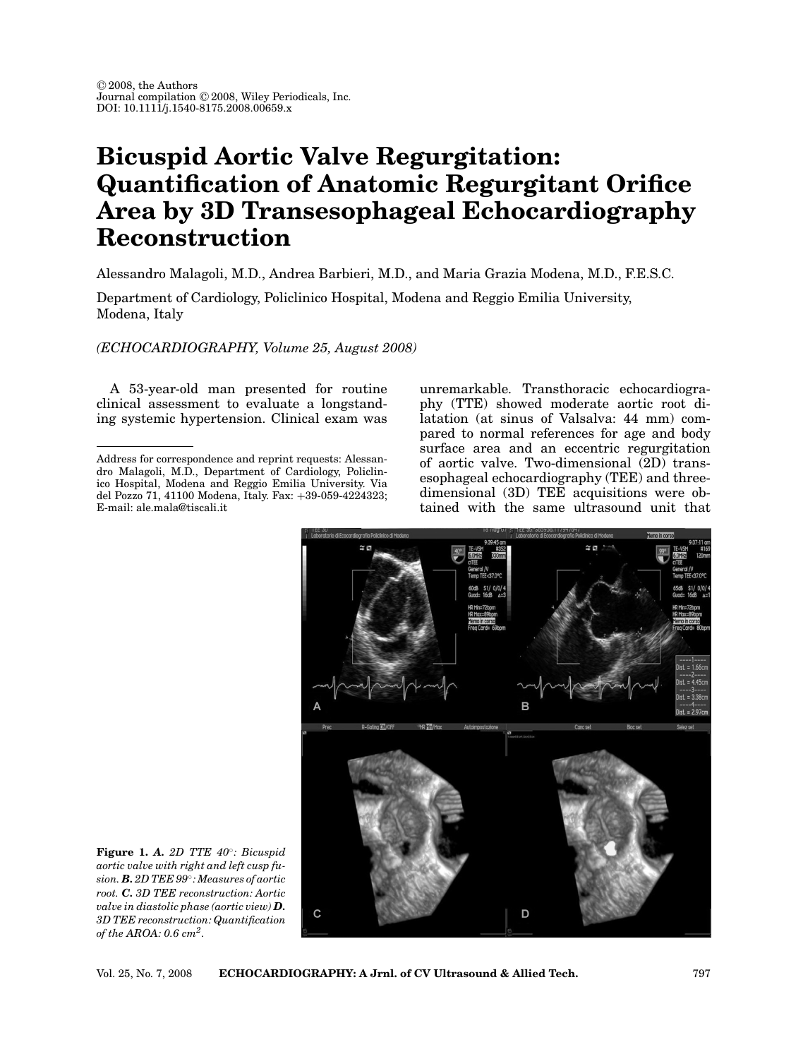© 2008, the Authors
Journal compilation © 2008, Wiley Periodicals, Inc.
DOI: 10.1111/j.1540-8175.2008.00659.x

# Bicuspid Aortic Valve Regurgitation: Quantification of Anatomic Regurgitant Orifice Area by 3D Transesophageal Echocardiography Reconstruction

Alessandro Malagoli, M.D., Andrea Barbieri, M.D., and Maria Grazia Modena, M.D., F.E.S.C.

Department of Cardiology, Policlinico Hospital, Modena and Reggio Emilia University, Modena, Italy

*(ECHOCARDIOGRAPHY, Volume 25, August 2008)*

A 53-year-old man presented for routine clinical assessment to evaluate a longstanding systemic hypertension. Clinical exam was unremarkable. Transthoracic echocardiography (TTE) showed moderate aortic root dilatation (at sinus of Valsalva: 44 mm) compared to normal references for age and body surface area and an eccentric regurgitation of aortic valve. Two-dimensional (2D) transesophageal echocardiography (TEE) and three-dimensional (3D) TEE acquisitions were obtained with the same ultrasound unit that

---

Address for correspondence and reprint requests: Alessandro Malagoli, M.D., Department of Cardiology, Policlinico Hospital, Modena and Reggio Emilia University. Via del Pozzo 71, 41100 Modena, Italy. Fax: +39-059-4224323; E-mail: ale.mala@tiscali.it

**Figure 1.** ***A.*** *2D TTE 40°: Bicuspid aortic valve with right and left cusp fusion.* ***B.*** *2D TEE 99°: Measures of aortic root.* ***C.*** *3D TEE reconstruction: Aortic valve in diastolic phase (aortic view)* ***D.*** *3D TEE reconstruction: Quantification of the AROA: 0.6 cm$^2$.*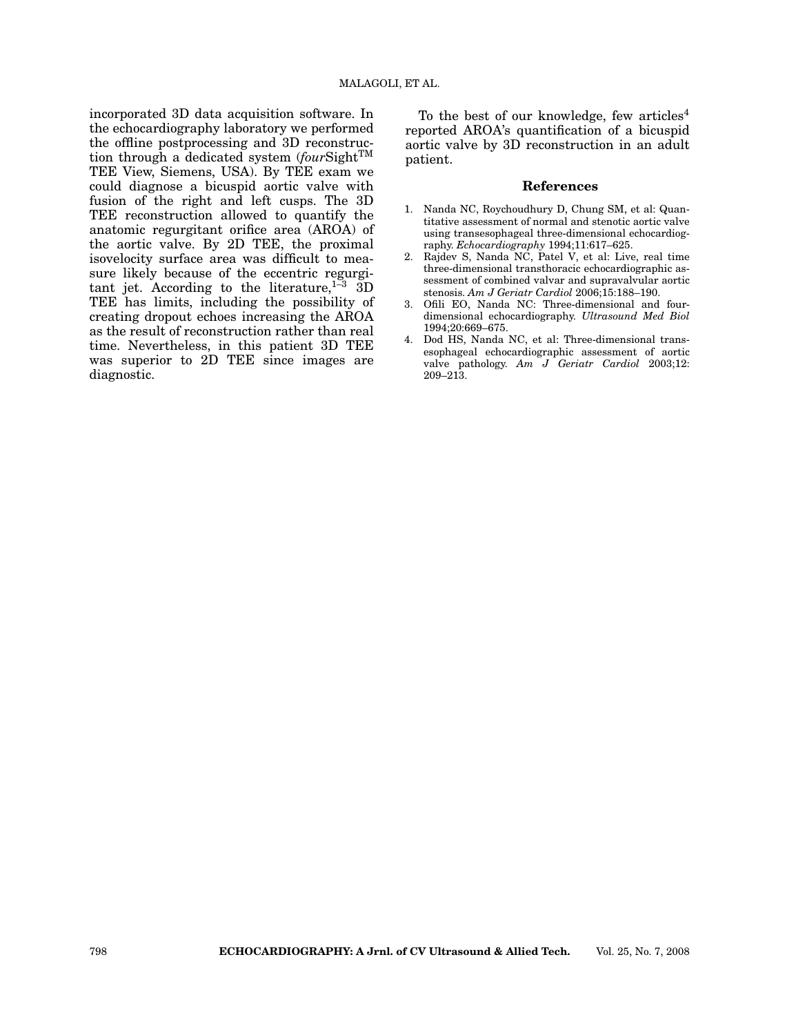incorporated 3D data acquisition software. In the echocardiography laboratory we performed the offline postprocessing and 3D reconstruction through a dedicated system (*four*Sight™ TEE View, Siemens, USA). By TEE exam we could diagnose a bicuspid aortic valve with fusion of the right and left cusps. The 3D TEE reconstruction allowed to quantify the anatomic regurgitant orifice area (AROA) of the aortic valve. By 2D TEE, the proximal isovelocity surface area was difficult to measure likely because of the eccentric regurgitant jet. According to the literature,[1–3] 3D TEE has limits, including the possibility of creating dropout echoes increasing the AROA as the result of reconstruction rather than real time. Nevertheless, in this patient 3D TEE was superior to 2D TEE since images are diagnostic.

To the best of our knowledge, few articles[4] reported AROA's quantification of a bicuspid aortic valve by 3D reconstruction in an adult patient.

## References

1. Nanda NC, Roychoudhury D, Chung SM, et al: Quantitative assessment of normal and stenotic aortic valve using transesophageal three-dimensional echocardiography. *Echocardiography* 1994;11:617–625.
2. Rajdev S, Nanda NC, Patel V, et al: Live, real time three-dimensional transthoracic echocardiographic assessment of combined valvar and supravalvular aortic stenosis. *Am J Geriatr Cardiol* 2006;15:188–190.
3. Ofili EO, Nanda NC: Three-dimensional and four-dimensional echocardiography. *Ultrasound Med Biol* 1994;20:669–675.
4. Dod HS, Nanda NC, et al: Three-dimensional transesophageal echocardiographic assessment of aortic valve pathology. *Am J Geriatr Cardiol* 2003;12: 209–213.